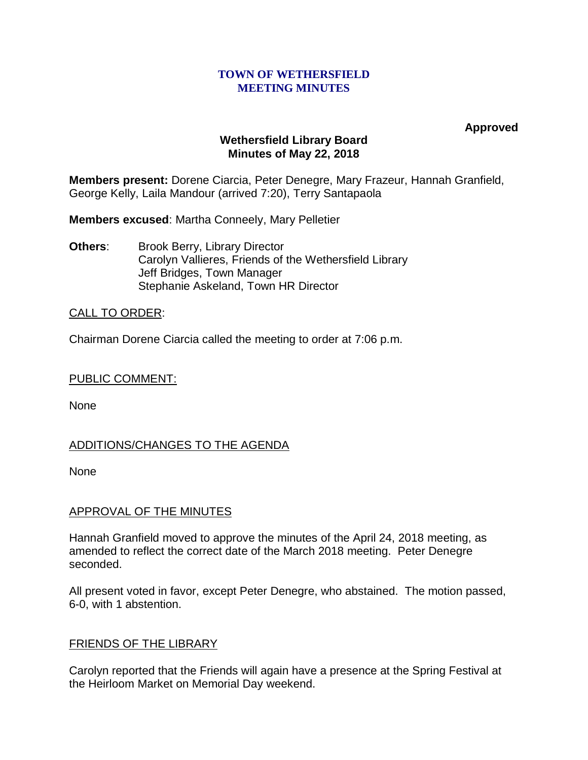**TOWN OF WETHERSFIELD**
**MEETING MINUTES**

**Approved**

# Wethersfield Library Board
## Minutes of May 22, 2018

**Members present:** Dorene Ciarcia, Peter Denegre, Mary Frazeur, Hannah Granfield, George Kelly, Laila Mandour (arrived 7:20), Terry Santapaola

**Members excused**: Martha Conneely, Mary Pelletier

**Others**: Brook Berry, Library Director
Carolyn Vallieres, Friends of the Wethersfield Library
Jeff Bridges, Town Manager
Stephanie Askeland, Town HR Director

CALL TO ORDER:

Chairman Dorene Ciarcia called the meeting to order at 7:06 p.m.

PUBLIC COMMENT:

None

ADDITIONS/CHANGES TO THE AGENDA

None

APPROVAL OF THE MINUTES

Hannah Granfield moved to approve the minutes of the April 24, 2018 meeting, as amended to reflect the correct date of the March 2018 meeting. Peter Denegre seconded.

All present voted in favor, except Peter Denegre, who abstained. The motion passed, 6-0, with 1 abstention.

FRIENDS OF THE LIBRARY

Carolyn reported that the Friends will again have a presence at the Spring Festival at the Heirloom Market on Memorial Day weekend.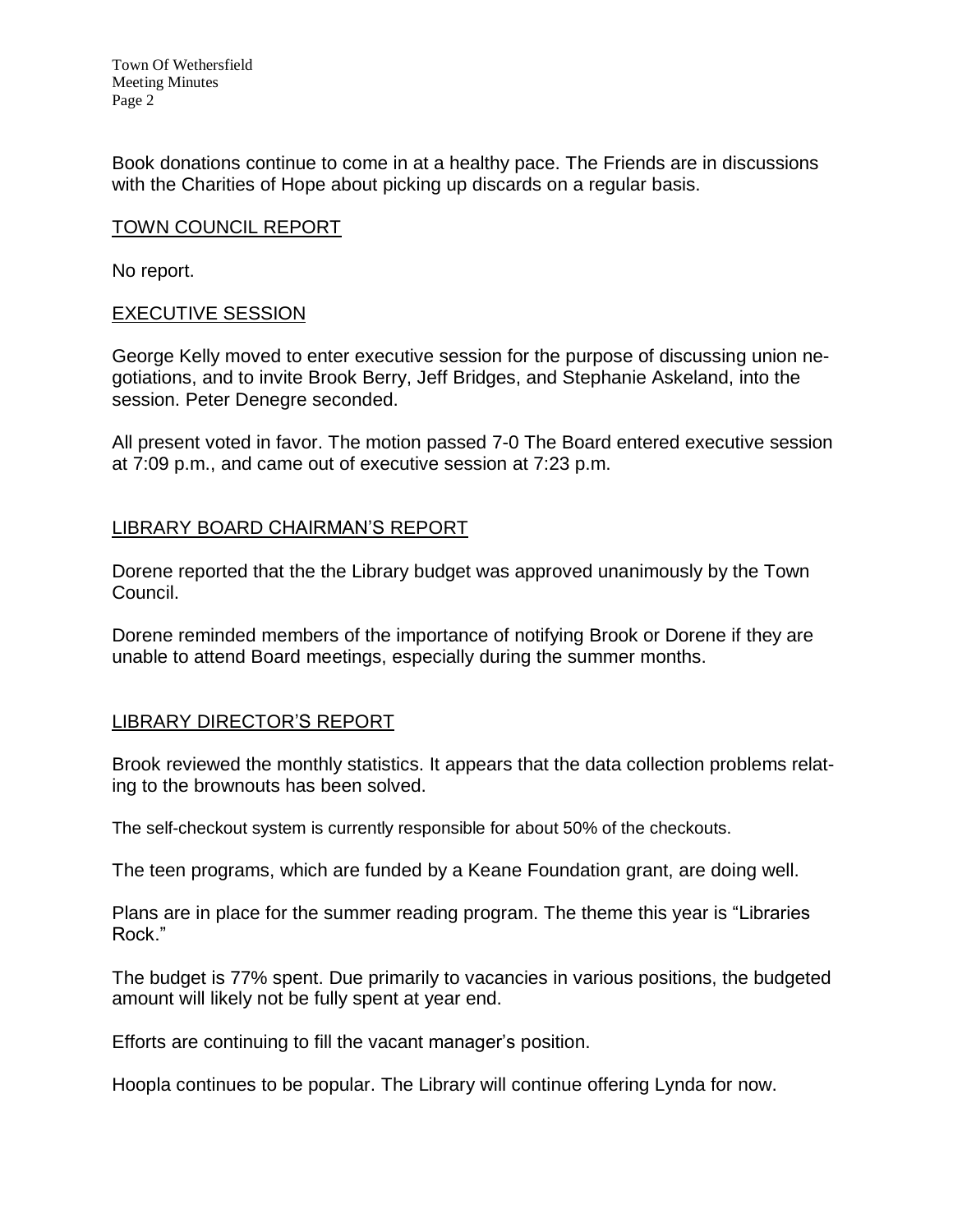Book donations continue to come in at a healthy pace. The Friends are in discussions with the Charities of Hope about picking up discards on a regular basis.

## TOWN COUNCIL REPORT

No report.

## EXECUTIVE SESSION

George Kelly moved to enter executive session for the purpose of discussing union negotiations, and to invite Brook Berry, Jeff Bridges, and Stephanie Askeland, into the session. Peter Denegre seconded.

All present voted in favor. The motion passed 7-0 The Board entered executive session at 7:09 p.m., and came out of executive session at 7:23 p.m.

## LIBRARY BOARD CHAIRMAN'S REPORT

Dorene reported that the the Library budget was approved unanimously by the Town Council.

Dorene reminded members of the importance of notifying Brook or Dorene if they are unable to attend Board meetings, especially during the summer months.

## LIBRARY DIRECTOR'S REPORT

Brook reviewed the monthly statistics. It appears that the data collection problems relating to the brownouts has been solved.

The self-checkout system is currently responsible for about 50% of the checkouts.

The teen programs, which are funded by a Keane Foundation grant, are doing well.

Plans are in place for the summer reading program. The theme this year is "Libraries Rock."

The budget is 77% spent. Due primarily to vacancies in various positions, the budgeted amount will likely not be fully spent at year end.

Efforts are continuing to fill the vacant manager's position.

Hoopla continues to be popular. The Library will continue offering Lynda for now.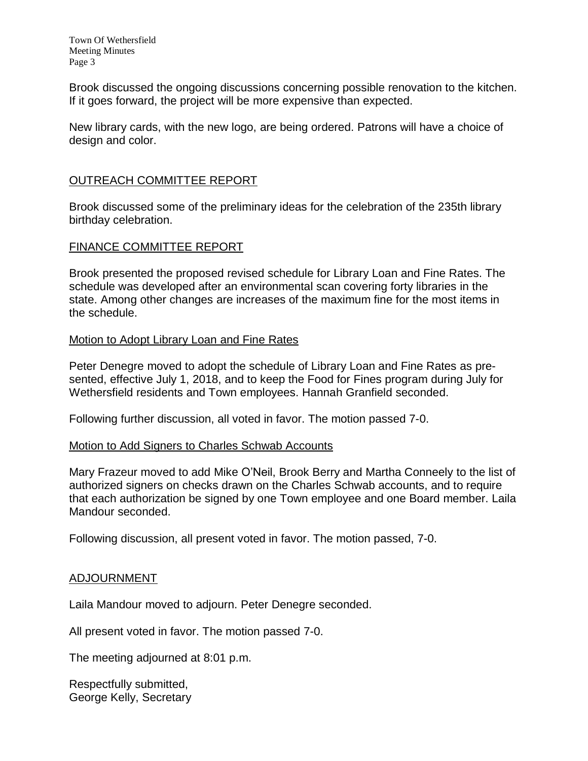Brook discussed the ongoing discussions concerning possible renovation to the kitchen. If it goes forward, the project will be more expensive than expected.

New library cards, with the new logo, are being ordered. Patrons will have a choice of design and color.

## OUTREACH COMMITTEE REPORT

Brook discussed some of the preliminary ideas for the celebration of the 235th library birthday celebration.

## FINANCE COMMITTEE REPORT

Brook presented the proposed revised schedule for Library Loan and Fine Rates. The schedule was developed after an environmental scan covering forty libraries in the state. Among other changes are increases of the maximum fine for the most items in the schedule.

### Motion to Adopt Library Loan and Fine Rates

Peter Denegre moved to adopt the schedule of Library Loan and Fine Rates as presented, effective July 1, 2018, and to keep the Food for Fines program during July for Wethersfield residents and Town employees. Hannah Granfield seconded.

Following further discussion, all voted in favor. The motion passed 7-0.

### Motion to Add Signers to Charles Schwab Accounts

Mary Frazeur moved to add Mike O'Neil, Brook Berry and Martha Conneely to the list of authorized signers on checks drawn on the Charles Schwab accounts, and to require that each authorization be signed by one Town employee and one Board member. Laila Mandour seconded.

Following discussion, all present voted in favor. The motion passed, 7-0.

## ADJOURNMENT

Laila Mandour moved to adjourn. Peter Denegre seconded.

All present voted in favor. The motion passed 7-0.

The meeting adjourned at 8:01 p.m.

Respectfully submitted,
George Kelly, Secretary